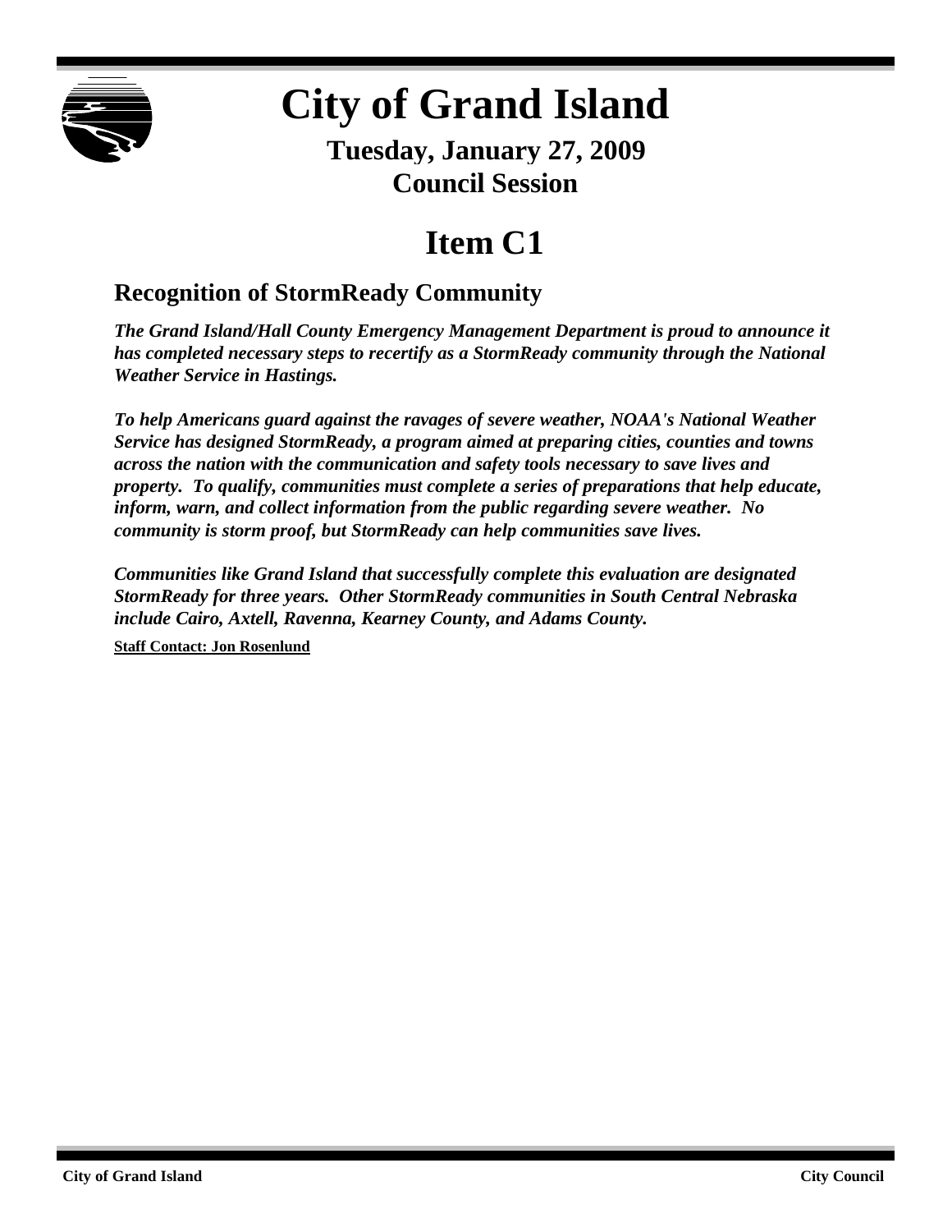# City of Grand Island

## Tuesday, January 27, 2009
## Council Session

# Item C1

## Recognition of StormReady Community

***The Grand Island/Hall County Emergency Management Department is proud to announce it has completed necessary steps to recertify as a StormReady community through the National Weather Service in Hastings.***

***To help Americans guard against the ravages of severe weather, NOAA's National Weather Service has designed StormReady, a program aimed at preparing cities, counties and towns across the nation with the communication and safety tools necessary to save lives and property. To qualify, communities must complete a series of preparations that help educate, inform, warn, and collect information from the public regarding severe weather. No community is storm proof, but StormReady can help communities save lives.***

***Communities like Grand Island that successfully complete this evaluation are designated StormReady for three years. Other StormReady communities in South Central Nebraska include Cairo, Axtell, Ravenna, Kearney County, and Adams County.***

**Staff Contact: Jon Rosenlund**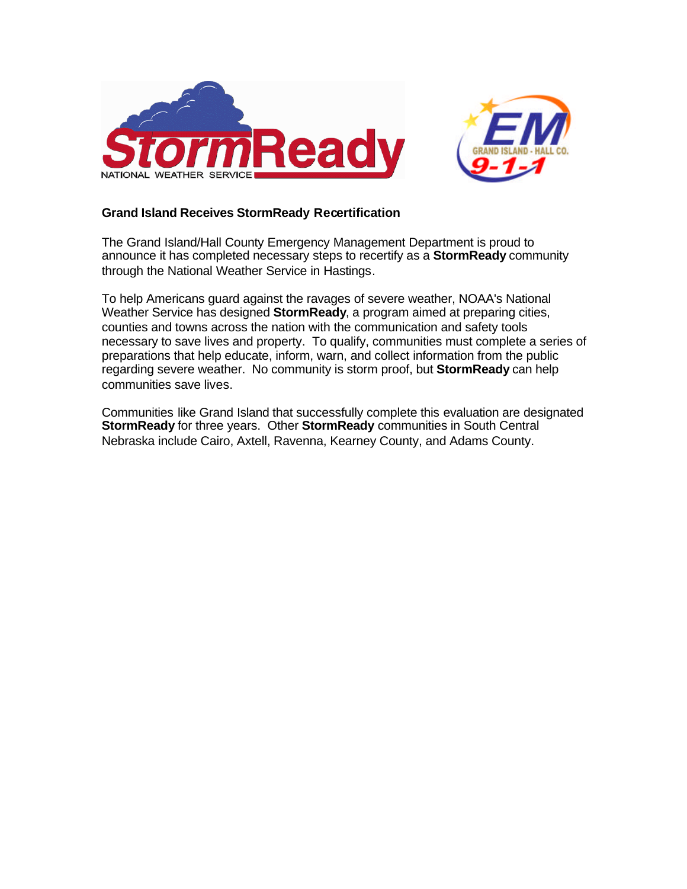**Grand Island Receives StormReady Recertification**

The Grand Island/Hall County Emergency Management Department is proud to announce it has completed necessary steps to recertify as a **StormReady** community through the National Weather Service in Hastings.

To help Americans guard against the ravages of severe weather, NOAA's National Weather Service has designed **StormReady**, a program aimed at preparing cities, counties and towns across the nation with the communication and safety tools necessary to save lives and property. To qualify, communities must complete a series of preparations that help educate, inform, warn, and collect information from the public regarding severe weather. No community is storm proof, but **StormReady** can help communities save lives.

Communities like Grand Island that successfully complete this evaluation are designated **StormReady** for three years. Other **StormReady** communities in South Central Nebraska include Cairo, Axtell, Ravenna, Kearney County, and Adams County.